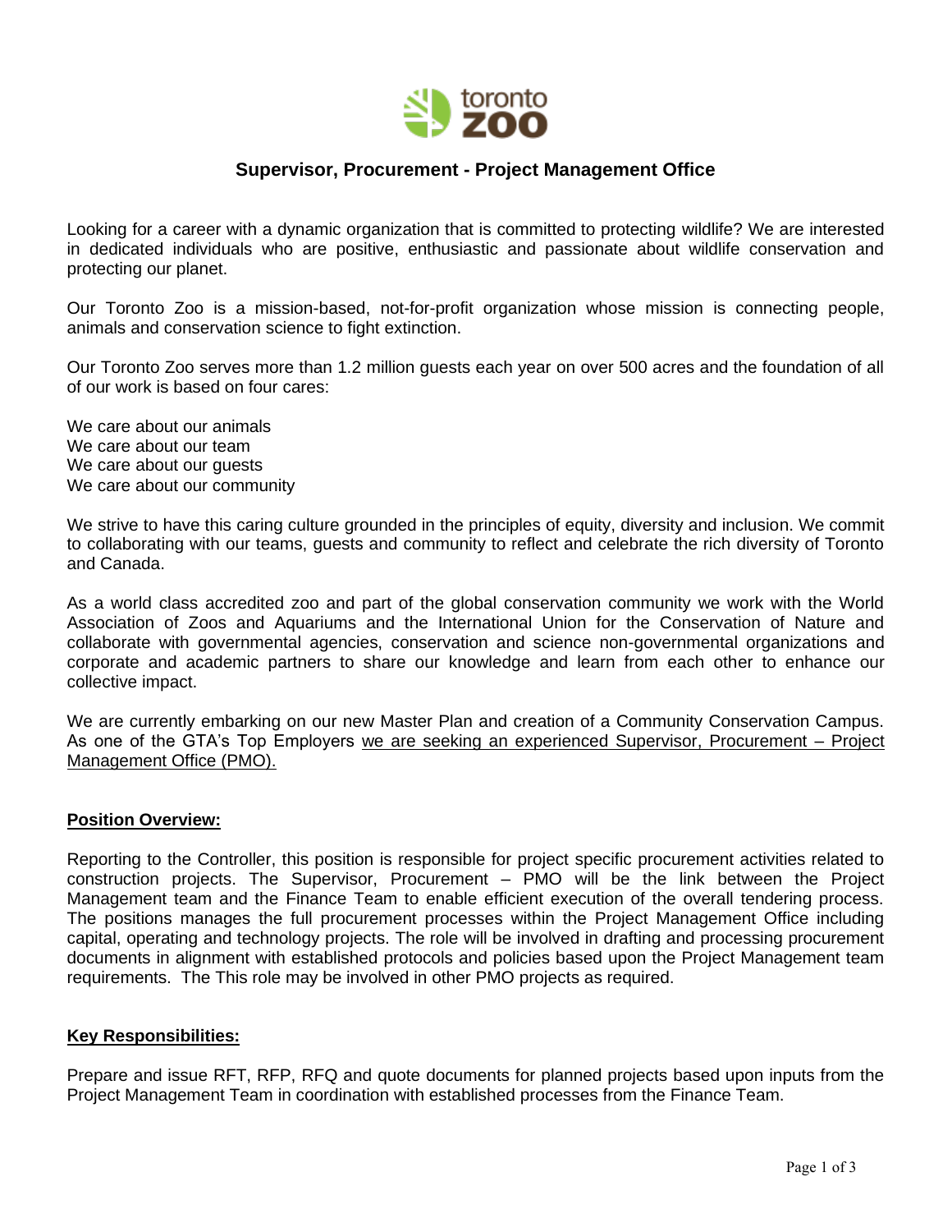# Supervisor, Procurement - Project Management Office

Looking for a career with a dynamic organization that is committed to protecting wildlife? We are interested in dedicated individuals who are positive, enthusiastic and passionate about wildlife conservation and protecting our planet.

Our Toronto Zoo is a mission-based, not-for-profit organization whose mission is connecting people, animals and conservation science to fight extinction.

Our Toronto Zoo serves more than 1.2 million guests each year on over 500 acres and the foundation of all of our work is based on four cares:

We care about our animals
We care about our team
We care about our guests
We care about our community

We strive to have this caring culture grounded in the principles of equity, diversity and inclusion. We commit to collaborating with our teams, guests and community to reflect and celebrate the rich diversity of Toronto and Canada.

As a world class accredited zoo and part of the global conservation community we work with the World Association of Zoos and Aquariums and the International Union for the Conservation of Nature and collaborate with governmental agencies, conservation and science non-governmental organizations and corporate and academic partners to share our knowledge and learn from each other to enhance our collective impact.

We are currently embarking on our new Master Plan and creation of a Community Conservation Campus. As one of the GTA's Top Employers <u>we are seeking an experienced Supervisor, Procurement – Project Management Office (PMO).</u>

## Position Overview:

Reporting to the Controller, this position is responsible for project specific procurement activities related to construction projects. The Supervisor, Procurement – PMO will be the link between the Project Management team and the Finance Team to enable efficient execution of the overall tendering process. The positions manages the full procurement processes within the Project Management Office including capital, operating and technology projects. The role will be involved in drafting and processing procurement documents in alignment with established protocols and policies based upon the Project Management team requirements. The This role may be involved in other PMO projects as required.

## Key Responsibilities:

Prepare and issue RFT, RFP, RFQ and quote documents for planned projects based upon inputs from the Project Management Team in coordination with established processes from the Finance Team.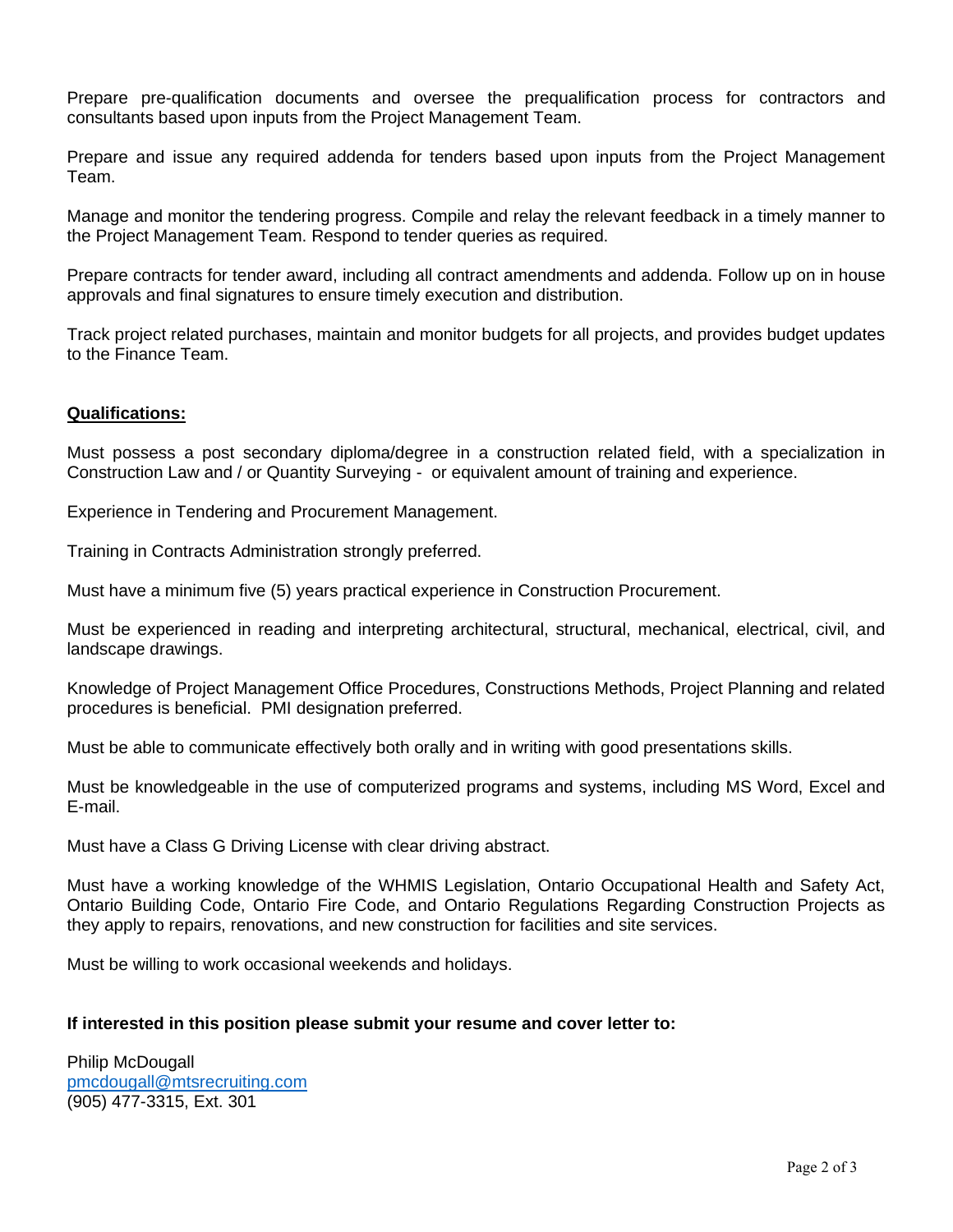Prepare pre-qualification documents and oversee the prequalification process for contractors and consultants based upon inputs from the Project Management Team.

Prepare and issue any required addenda for tenders based upon inputs from the Project Management Team.

Manage and monitor the tendering progress. Compile and relay the relevant feedback in a timely manner to the Project Management Team. Respond to tender queries as required.

Prepare contracts for tender award, including all contract amendments and addenda. Follow up on in house approvals and final signatures to ensure timely execution and distribution.

Track project related purchases, maintain and monitor budgets for all projects, and provides budget updates to the Finance Team.

**<u>Qualifications:</u>**

Must possess a post secondary diploma/degree in a construction related field, with a specialization in Construction Law and / or Quantity Surveying - or equivalent amount of training and experience.

Experience in Tendering and Procurement Management.

Training in Contracts Administration strongly preferred.

Must have a minimum five (5) years practical experience in Construction Procurement.

Must be experienced in reading and interpreting architectural, structural, mechanical, electrical, civil, and landscape drawings.

Knowledge of Project Management Office Procedures, Constructions Methods, Project Planning and related procedures is beneficial. PMI designation preferred.

Must be able to communicate effectively both orally and in writing with good presentations skills.

Must be knowledgeable in the use of computerized programs and systems, including MS Word, Excel and E-mail.

Must have a Class G Driving License with clear driving abstract.

Must have a working knowledge of the WHMIS Legislation, Ontario Occupational Health and Safety Act, Ontario Building Code, Ontario Fire Code, and Ontario Regulations Regarding Construction Projects as they apply to repairs, renovations, and new construction for facilities and site services.

Must be willing to work occasional weekends and holidays.

**If interested in this position please submit your resume and cover letter to:**

Philip McDougall
pmcdougall@mtsrecruiting.com
(905) 477-3315, Ext. 301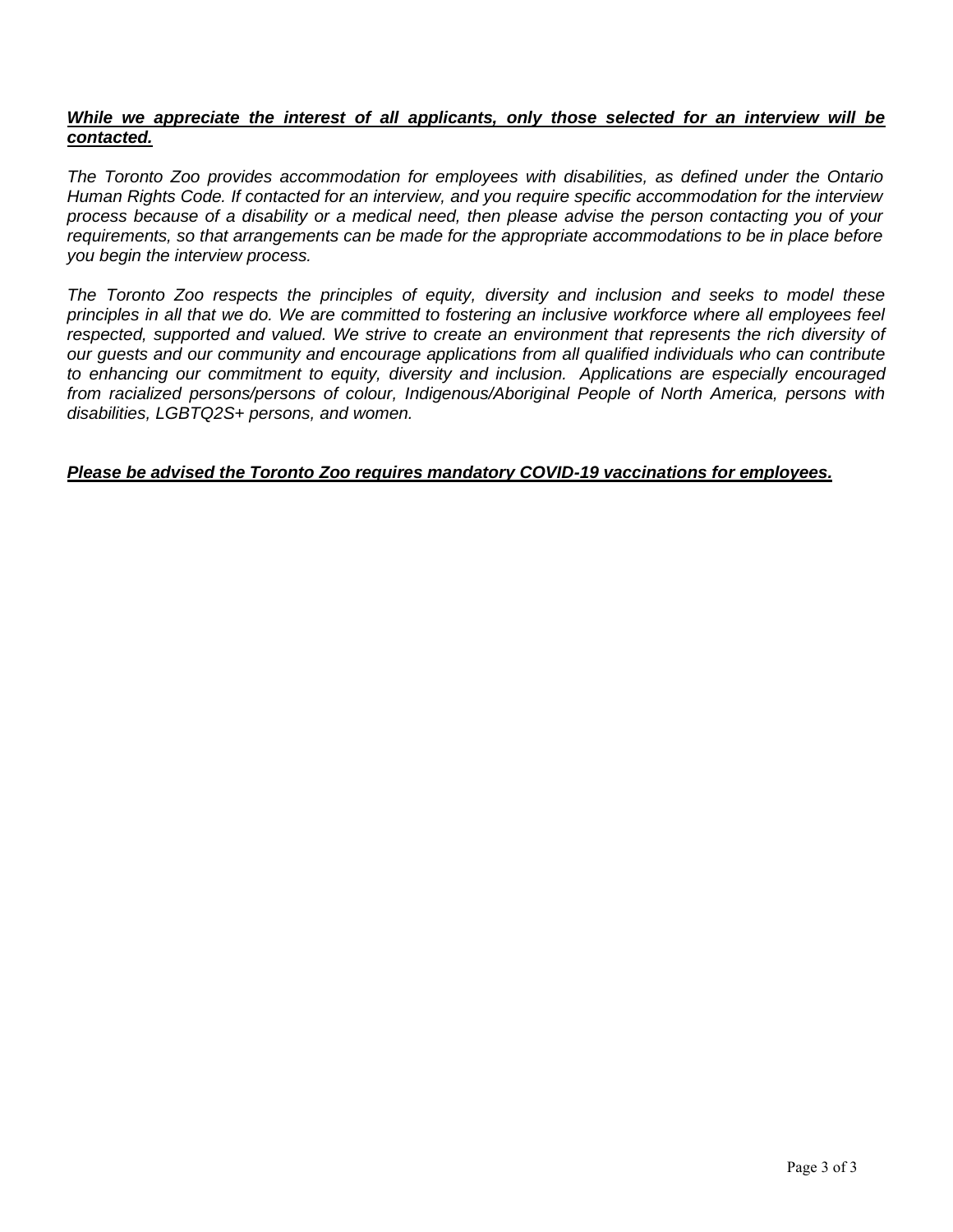***While we appreciate the interest of all applicants, only those selected for an interview will be contacted.***

*The Toronto Zoo provides accommodation for employees with disabilities, as defined under the Ontario Human Rights Code. If contacted for an interview, and you require specific accommodation for the interview process because of a disability or a medical need, then please advise the person contacting you of your requirements, so that arrangements can be made for the appropriate accommodations to be in place before you begin the interview process.*

*The Toronto Zoo respects the principles of equity, diversity and inclusion and seeks to model these principles in all that we do. We are committed to fostering an inclusive workforce where all employees feel respected, supported and valued. We strive to create an environment that represents the rich diversity of our guests and our community and encourage applications from all qualified individuals who can contribute to enhancing our commitment to equity, diversity and inclusion. Applications are especially encouraged from racialized persons/persons of colour, Indigenous/Aboriginal People of North America, persons with disabilities, LGBTQ2S+ persons, and women.*

***Please be advised the Toronto Zoo requires mandatory COVID-19 vaccinations for employees.***